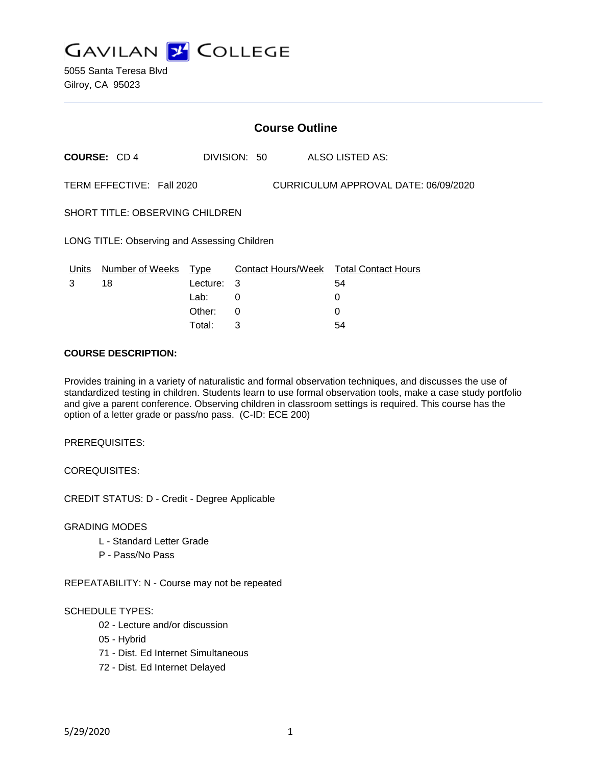# GAVILAN COLLEGE

5055 Santa Teresa Blvd
Gilroy, CA 95023

## Course Outline

**COURSE:** CD 4 DIVISION: 50 ALSO LISTED AS:

TERM EFFECTIVE: Fall 2020 CURRICULUM APPROVAL DATE: 06/09/2020

SHORT TITLE: OBSERVING CHILDREN

LONG TITLE: Observing and Assessing Children

| Units | Number of Weeks | Type | Contact Hours/Week | Total Contact Hours |
|---|---|---|---|---|
| 3 | 18 | Lecture: | 3 | 54 |
| | | Lab: | 0 | 0 |
| | | Other: | 0 | 0 |
| | | Total: | 3 | 54 |

**COURSE DESCRIPTION:**

Provides training in a variety of naturalistic and formal observation techniques, and discusses the use of standardized testing in children. Students learn to use formal observation tools, make a case study portfolio and give a parent conference. Observing children in classroom settings is required. This course has the option of a letter grade or pass/no pass. (C-ID: ECE 200)

PREREQUISITES:

COREQUISITES:

CREDIT STATUS: D - Credit - Degree Applicable

GRADING MODES

- L - Standard Letter Grade
- P - Pass/No Pass

REPEATABILITY: N - Course may not be repeated

SCHEDULE TYPES:

- 02 - Lecture and/or discussion
- 05 - Hybrid
- 71 - Dist. Ed Internet Simultaneous
- 72 - Dist. Ed Internet Delayed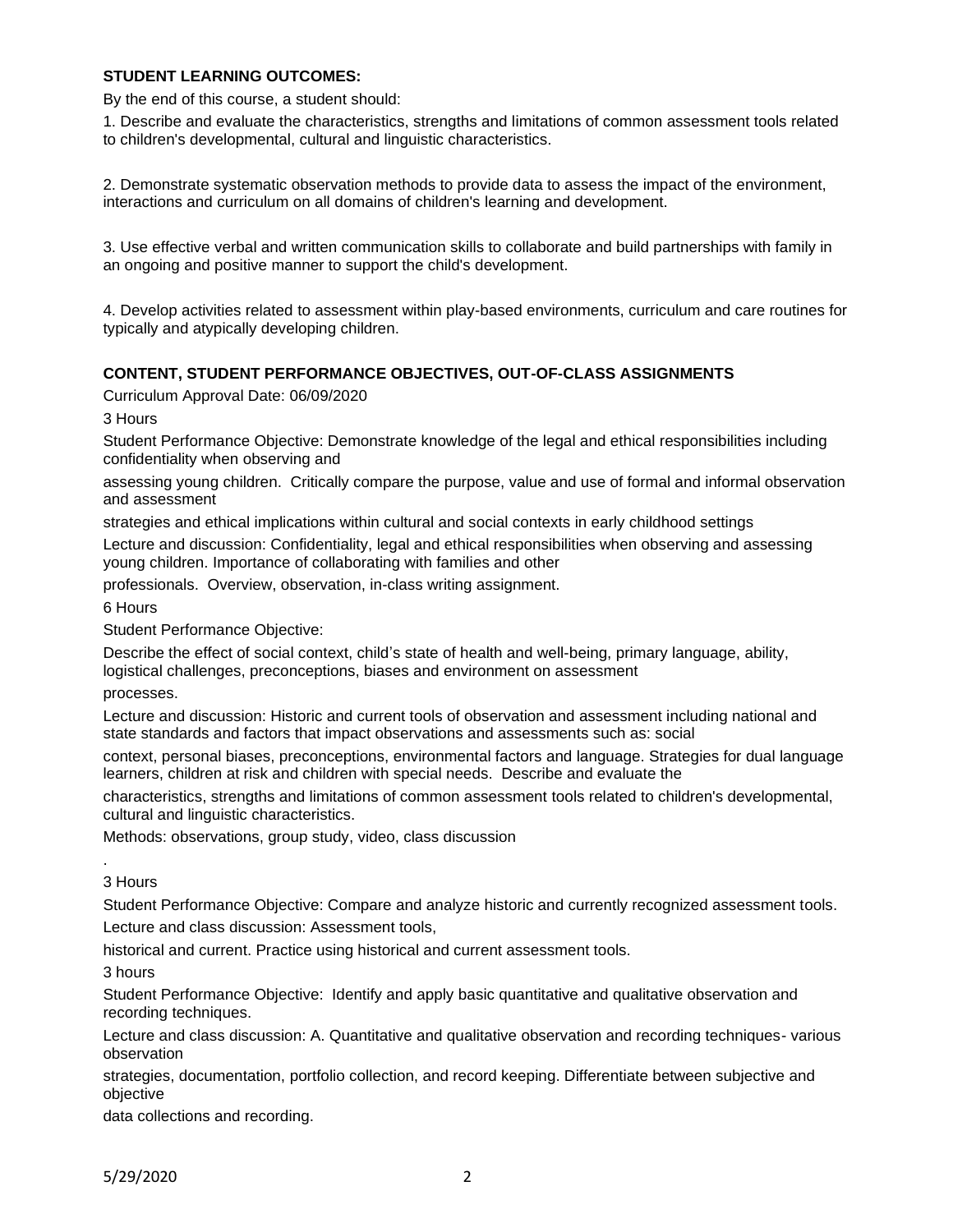**STUDENT LEARNING OUTCOMES:**

By the end of this course, a student should:

1. Describe and evaluate the characteristics, strengths and limitations of common assessment tools related to children's developmental, cultural and linguistic characteristics.

2. Demonstrate systematic observation methods to provide data to assess the impact of the environment, interactions and curriculum on all domains of children's learning and development.

3. Use effective verbal and written communication skills to collaborate and build partnerships with family in an ongoing and positive manner to support the child's development.

4. Develop activities related to assessment within play-based environments, curriculum and care routines for typically and atypically developing children.

**CONTENT, STUDENT PERFORMANCE OBJECTIVES, OUT-OF-CLASS ASSIGNMENTS**

Curriculum Approval Date: 06/09/2020

3 Hours

Student Performance Objective: Demonstrate knowledge of the legal and ethical responsibilities including confidentiality when observing and

assessing young children. Critically compare the purpose, value and use of formal and informal observation and assessment

strategies and ethical implications within cultural and social contexts in early childhood settings

Lecture and discussion: Confidentiality, legal and ethical responsibilities when observing and assessing young children. Importance of collaborating with families and other

professionals. Overview, observation, in-class writing assignment.

6 Hours

Student Performance Objective:

Describe the effect of social context, child's state of health and well-being, primary language, ability, logistical challenges, preconceptions, biases and environment on assessment

processes.

Lecture and discussion: Historic and current tools of observation and assessment including national and state standards and factors that impact observations and assessments such as: social

context, personal biases, preconceptions, environmental factors and language. Strategies for dual language learners, children at risk and children with special needs. Describe and evaluate the

characteristics, strengths and limitations of common assessment tools related to children's developmental, cultural and linguistic characteristics.

Methods: observations, group study, video, class discussion

.

3 Hours

Student Performance Objective: Compare and analyze historic and currently recognized assessment tools.

Lecture and class discussion: Assessment tools,

historical and current. Practice using historical and current assessment tools.

3 hours

Student Performance Objective: Identify and apply basic quantitative and qualitative observation and recording techniques.

Lecture and class discussion: A. Quantitative and qualitative observation and recording techniques- various observation

strategies, documentation, portfolio collection, and record keeping. Differentiate between subjective and objective

data collections and recording.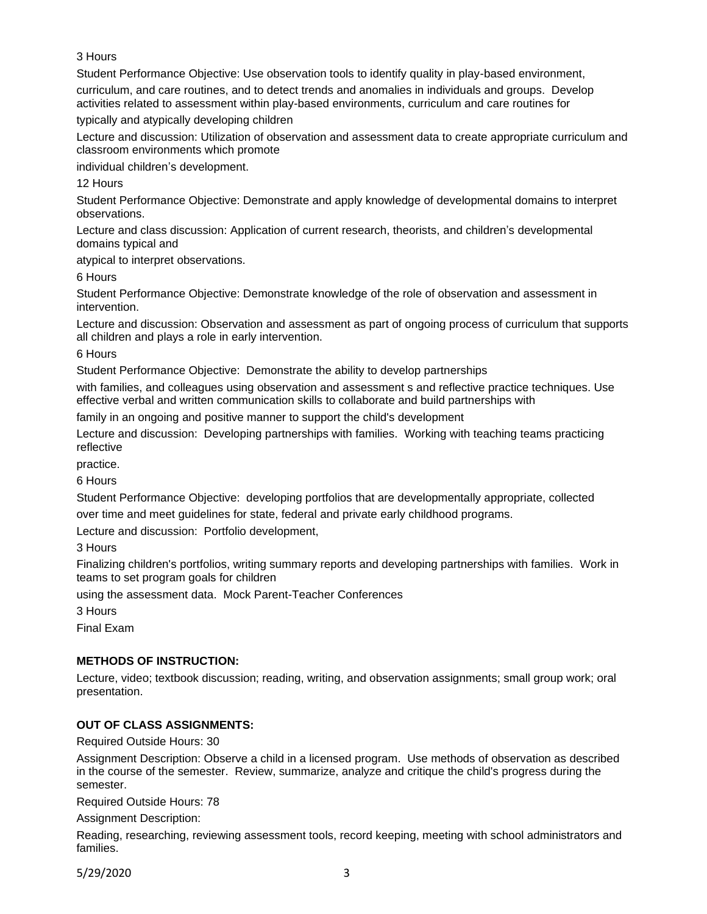3 Hours

Student Performance Objective: Use observation tools to identify quality in play-based environment, curriculum, and care routines, and to detect trends and anomalies in individuals and groups. Develop activities related to assessment within play-based environments, curriculum and care routines for typically and atypically developing children

Lecture and discussion: Utilization of observation and assessment data to create appropriate curriculum and classroom environments which promote individual children's development.

12 Hours

Student Performance Objective: Demonstrate and apply knowledge of developmental domains to interpret observations.

Lecture and class discussion: Application of current research, theorists, and children's developmental domains typical and atypical to interpret observations.

6 Hours

Student Performance Objective: Demonstrate knowledge of the role of observation and assessment in intervention.

Lecture and discussion: Observation and assessment as part of ongoing process of curriculum that supports all children and plays a role in early intervention.

6 Hours

Student Performance Objective: Demonstrate the ability to develop partnerships with families, and colleagues using observation and assessment s and reflective practice techniques. Use effective verbal and written communication skills to collaborate and build partnerships with family in an ongoing and positive manner to support the child's development

Lecture and discussion: Developing partnerships with families. Working with teaching teams practicing reflective practice.

6 Hours

Student Performance Objective: developing portfolios that are developmentally appropriate, collected over time and meet guidelines for state, federal and private early childhood programs.

Lecture and discussion: Portfolio development,

3 Hours

Finalizing children's portfolios, writing summary reports and developing partnerships with families. Work in teams to set program goals for children using the assessment data. Mock Parent-Teacher Conferences

3 Hours

Final Exam

**METHODS OF INSTRUCTION:**

Lecture, video; textbook discussion; reading, writing, and observation assignments; small group work; oral presentation.

**OUT OF CLASS ASSIGNMENTS:**

Required Outside Hours: 30

Assignment Description: Observe a child in a licensed program. Use methods of observation as described in the course of the semester. Review, summarize, analyze and critique the child's progress during the semester.

Required Outside Hours: 78

Assignment Description:

Reading, researching, reviewing assessment tools, record keeping, meeting with school administrators and families.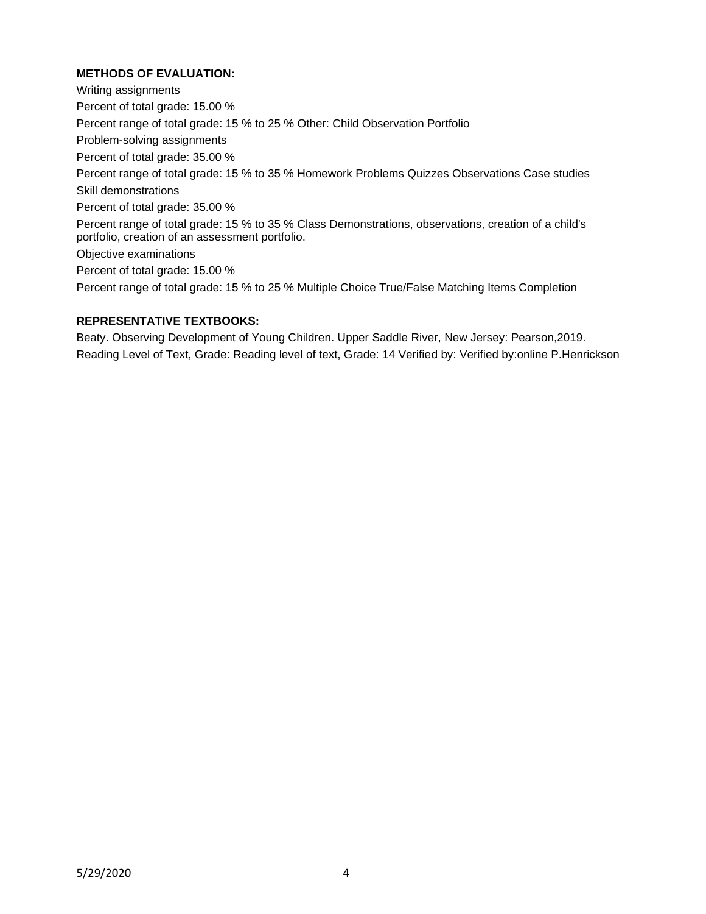**METHODS OF EVALUATION:**

Writing assignments

Percent of total grade: 15.00 %

Percent range of total grade: 15 % to 25 % Other: Child Observation Portfolio

Problem-solving assignments

Percent of total grade: 35.00 %

Percent range of total grade: 15 % to 35 % Homework Problems Quizzes Observations Case studies

Skill demonstrations

Percent of total grade: 35.00 %

Percent range of total grade: 15 % to 35 % Class Demonstrations, observations, creation of a child's portfolio, creation of an assessment portfolio.

Objective examinations

Percent of total grade: 15.00 %

Percent range of total grade: 15 % to 25 % Multiple Choice True/False Matching Items Completion

**REPRESENTATIVE TEXTBOOKS:**

Beaty. Observing Development of Young Children. Upper Saddle River, New Jersey: Pearson,2019.

Reading Level of Text, Grade: Reading level of text, Grade: 14 Verified by: Verified by:online P.Henrickson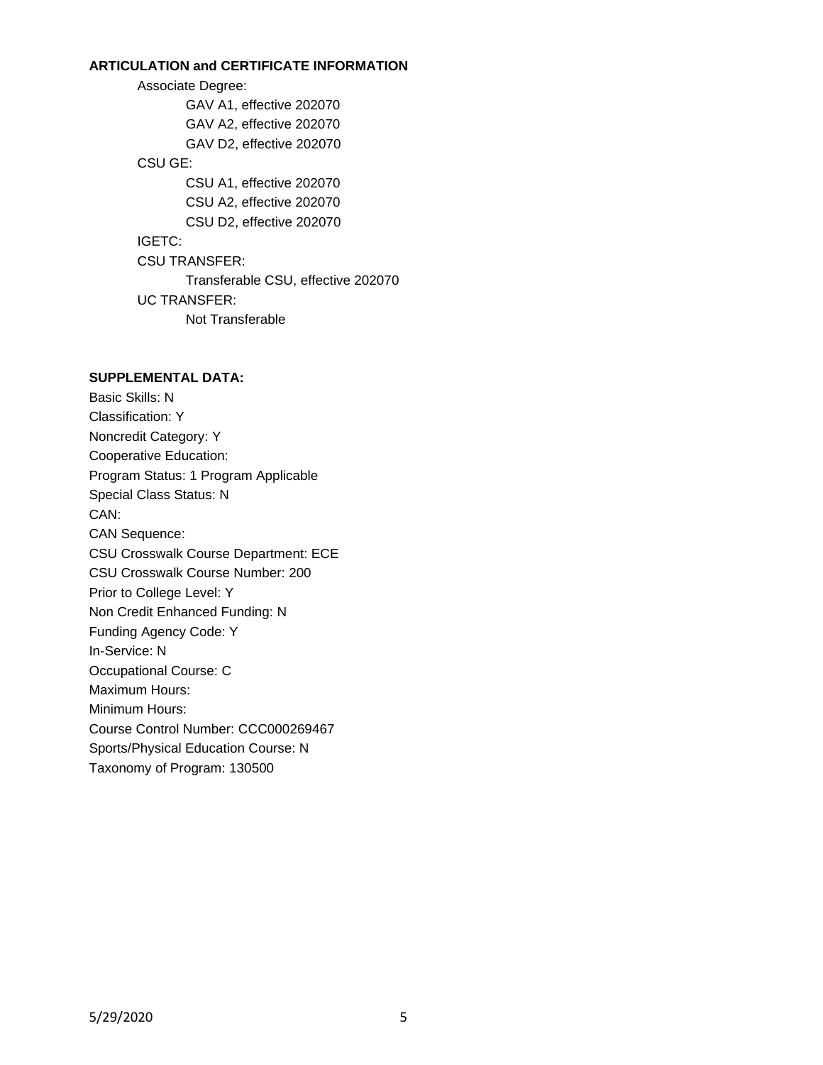**ARTICULATION and CERTIFICATE INFORMATION**

Associate Degree:

- GAV A1, effective 202070
- GAV A2, effective 202070
- GAV D2, effective 202070

CSU GE:

- CSU A1, effective 202070
- CSU A2, effective 202070
- CSU D2, effective 202070

IGETC:

CSU TRANSFER:

- Transferable CSU, effective 202070

UC TRANSFER:

- Not Transferable

**SUPPLEMENTAL DATA:**

Basic Skills: N
Classification: Y
Noncredit Category: Y
Cooperative Education:
Program Status: 1 Program Applicable
Special Class Status: N
CAN:
CAN Sequence:
CSU Crosswalk Course Department: ECE
CSU Crosswalk Course Number: 200
Prior to College Level: Y
Non Credit Enhanced Funding: N
Funding Agency Code: Y
In-Service: N
Occupational Course: C
Maximum Hours:
Minimum Hours:
Course Control Number: CCC000269467
Sports/Physical Education Course: N
Taxonomy of Program: 130500